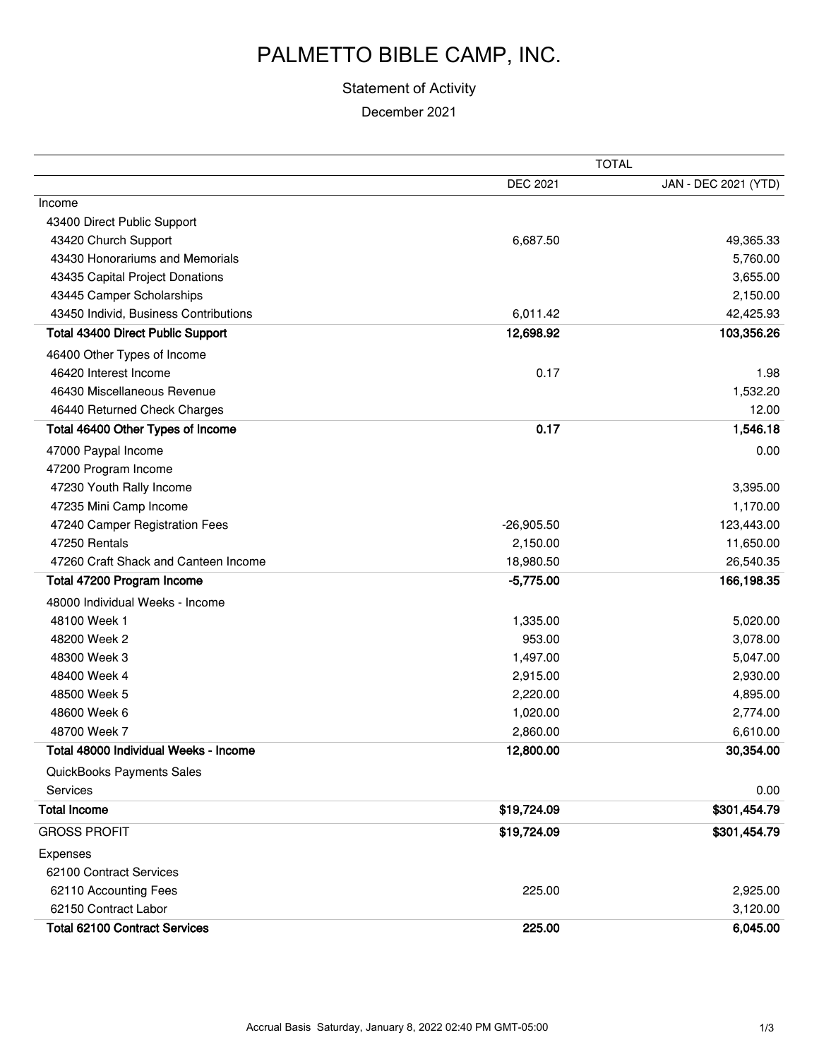# PALMETTO BIBLE CAMP, INC.

## Statement of Activity

December 2021

| | TOTAL | |
|---|---|---|
| | DEC 2021 | JAN - DEC 2021 (YTD) |
| Income | | |
| 43400 Direct Public Support | | |
| 43420 Church Support | 6,687.50 | 49,365.33 |
| 43430 Honorariums and Memorials | | 5,760.00 |
| 43435 Capital Project Donations | | 3,655.00 |
| 43445 Camper Scholarships | | 2,150.00 |
| 43450 Individ, Business Contributions | 6,011.42 | 42,425.93 |
| **Total 43400 Direct Public Support** | **12,698.92** | **103,356.26** |
| 46400 Other Types of Income | | |
| 46420 Interest Income | 0.17 | 1.98 |
| 46430 Miscellaneous Revenue | | 1,532.20 |
| 46440 Returned Check Charges | | 12.00 |
| **Total 46400 Other Types of Income** | **0.17** | **1,546.18** |
| 47000 Paypal Income | | 0.00 |
| 47200 Program Income | | |
| 47230 Youth Rally Income | | 3,395.00 |
| 47235 Mini Camp Income | | 1,170.00 |
| 47240 Camper Registration Fees | -26,905.50 | 123,443.00 |
| 47250 Rentals | 2,150.00 | 11,650.00 |
| 47260 Craft Shack and Canteen Income | 18,980.50 | 26,540.35 |
| **Total 47200 Program Income** | **-5,775.00** | **166,198.35** |
| 48000 Individual Weeks - Income | | |
| 48100 Week 1 | 1,335.00 | 5,020.00 |
| 48200 Week 2 | 953.00 | 3,078.00 |
| 48300 Week 3 | 1,497.00 | 5,047.00 |
| 48400 Week 4 | 2,915.00 | 2,930.00 |
| 48500 Week 5 | 2,220.00 | 4,895.00 |
| 48600 Week 6 | 1,020.00 | 2,774.00 |
| 48700 Week 7 | 2,860.00 | 6,610.00 |
| **Total 48000 Individual Weeks - Income** | **12,800.00** | **30,354.00** |
| QuickBooks Payments Sales | | |
| Services | | 0.00 |
| **Total Income** | **$19,724.09** | **$301,454.79** |
| GROSS PROFIT | **$19,724.09** | **$301,454.79** |
| Expenses | | |
| 62100 Contract Services | | |
| 62110 Accounting Fees | 225.00 | 2,925.00 |
| 62150 Contract Labor | | 3,120.00 |
| **Total 62100 Contract Services** | **225.00** | **6,045.00** |

Accrual Basis Saturday, January 8, 2022 02:40 PM GMT-05:00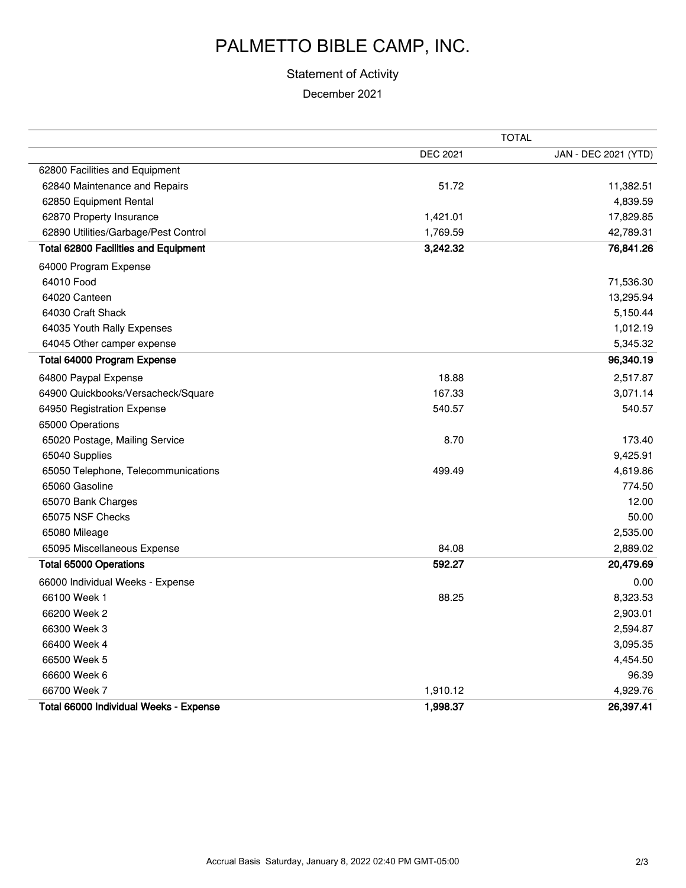# PALMETTO BIBLE CAMP, INC.

Statement of Activity

December 2021

| | TOTAL | |
|---|---|---|
| | DEC 2021 | JAN - DEC 2021 (YTD) |
| 62800 Facilities and Equipment | | |
| 62840 Maintenance and Repairs | 51.72 | 11,382.51 |
| 62850 Equipment Rental | | 4,839.59 |
| 62870 Property Insurance | 1,421.01 | 17,829.85 |
| 62890 Utilities/Garbage/Pest Control | 1,769.59 | 42,789.31 |
| **Total 62800 Facilities and Equipment** | **3,242.32** | **76,841.26** |
| 64000 Program Expense | | |
| 64010 Food | | 71,536.30 |
| 64020 Canteen | | 13,295.94 |
| 64030 Craft Shack | | 5,150.44 |
| 64035 Youth Rally Expenses | | 1,012.19 |
| 64045 Other camper expense | | 5,345.32 |
| **Total 64000 Program Expense** | | **96,340.19** |
| 64800 Paypal Expense | 18.88 | 2,517.87 |
| 64900 Quickbooks/Versacheck/Square | 167.33 | 3,071.14 |
| 64950 Registration Expense | 540.57 | 540.57 |
| 65000 Operations | | |
| 65020 Postage, Mailing Service | 8.70 | 173.40 |
| 65040 Supplies | | 9,425.91 |
| 65050 Telephone, Telecommunications | 499.49 | 4,619.86 |
| 65060 Gasoline | | 774.50 |
| 65070 Bank Charges | | 12.00 |
| 65075 NSF Checks | | 50.00 |
| 65080 Mileage | | 2,535.00 |
| 65095 Miscellaneous Expense | 84.08 | 2,889.02 |
| **Total 65000 Operations** | **592.27** | **20,479.69** |
| 66000 Individual Weeks - Expense | | 0.00 |
| 66100 Week 1 | 88.25 | 8,323.53 |
| 66200 Week 2 | | 2,903.01 |
| 66300 Week 3 | | 2,594.87 |
| 66400 Week 4 | | 3,095.35 |
| 66500 Week 5 | | 4,454.50 |
| 66600 Week 6 | | 96.39 |
| 66700 Week 7 | 1,910.12 | 4,929.76 |
| **Total 66000 Individual Weeks - Expense** | **1,998.37** | **26,397.41** |

Accrual Basis Saturday, January 8, 2022 02:40 PM GMT-05:00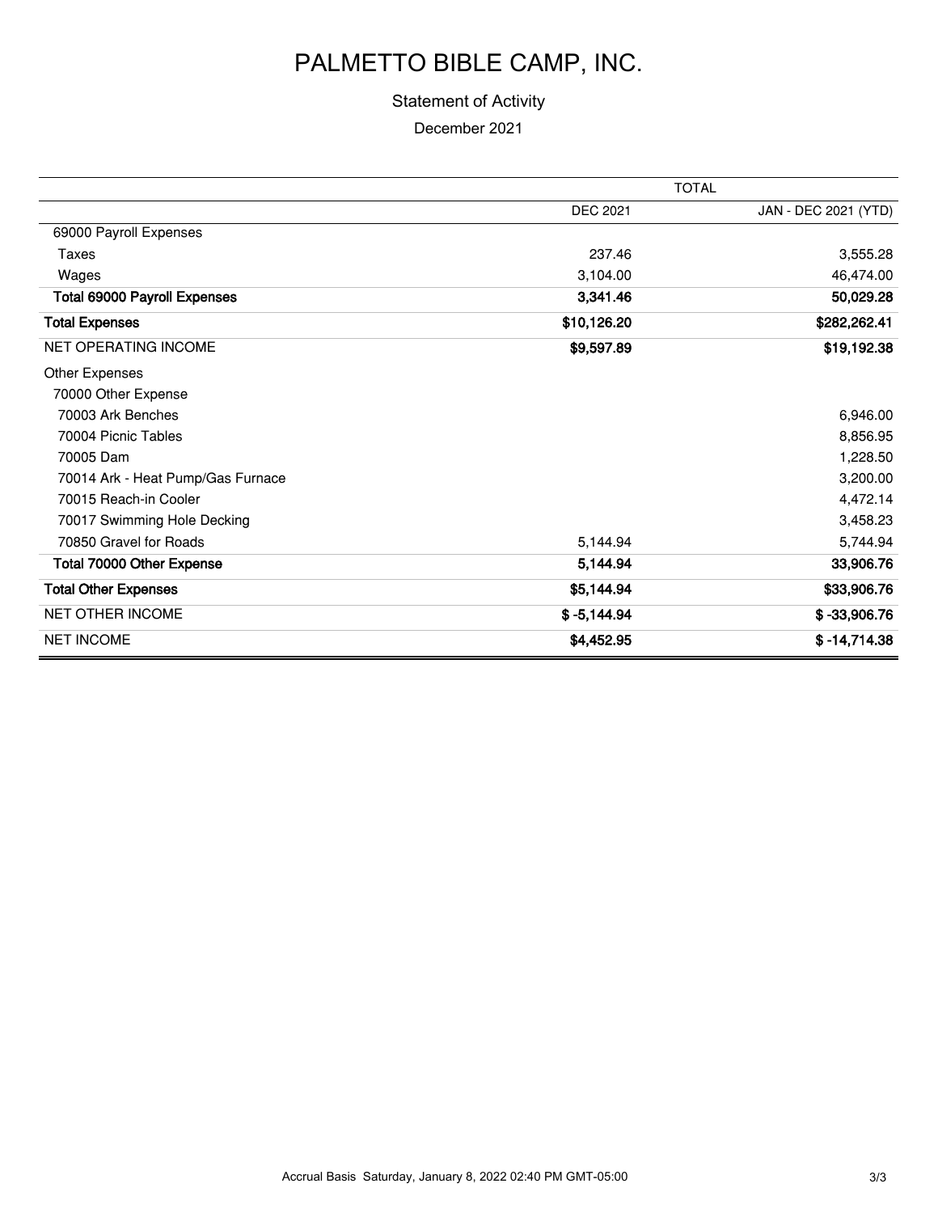# PALMETTO BIBLE CAMP, INC.

Statement of Activity

December 2021

| | TOTAL | |
|---|---|---|
| | DEC 2021 | JAN - DEC 2021 (YTD) |
| 69000 Payroll Expenses | | |
| Taxes | 237.46 | 3,555.28 |
| Wages | 3,104.00 | 46,474.00 |
| **Total 69000 Payroll Expenses** | **3,341.46** | **50,029.28** |
| **Total Expenses** | **$10,126.20** | **$282,262.41** |
| NET OPERATING INCOME | **$9,597.89** | **$19,192.38** |
| Other Expenses | | |
| 70000 Other Expense | | |
| 70003 Ark Benches | | 6,946.00 |
| 70004 Picnic Tables | | 8,856.95 |
| 70005 Dam | | 1,228.50 |
| 70014 Ark - Heat Pump/Gas Furnace | | 3,200.00 |
| 70015 Reach-in Cooler | | 4,472.14 |
| 70017 Swimming Hole Decking | | 3,458.23 |
| 70850 Gravel for Roads | 5,144.94 | 5,744.94 |
| **Total 70000 Other Expense** | **5,144.94** | **33,906.76** |
| **Total Other Expenses** | **$5,144.94** | **$33,906.76** |
| NET OTHER INCOME | **$ -5,144.94** | **$ -33,906.76** |
| NET INCOME | **$4,452.95** | **$ -14,714.38** |

Accrual Basis Saturday, January 8, 2022 02:40 PM GMT-05:00